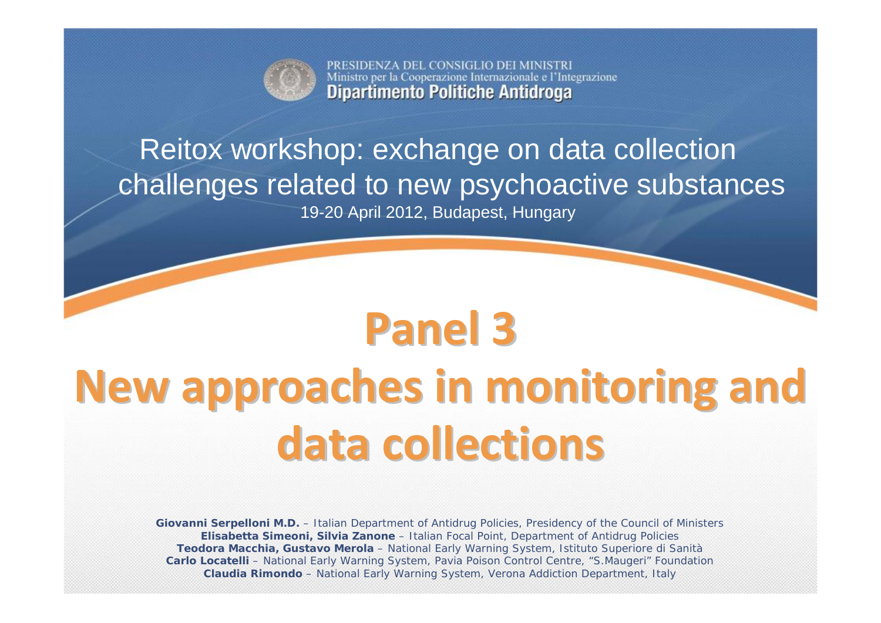PRESIDENZA DEL CONSIGLIO DEI MINISTRI
Ministro per la Cooperazione Internazionale e l'Integrazione
**Dipartimento Politiche Antidroga**

Reitox workshop: exchange on data collection challenges related to new psychoactive substances

19-20 April 2012, Budapest, Hungary

# Panel 3

# New approaches in monitoring and data collections

**Giovanni Serpelloni M.D.** – Italian Department of Antidrug Policies, Presidency of the Council of Ministers
**Elisabetta Simeoni, Silvia Zanone** – Italian Focal Point, Department of Antidrug Policies
**Teodora Macchia, Gustavo Merola** – National Early Warning System, Istituto Superiore di Sanità
**Carlo Locatelli** – National Early Warning System, Pavia Poison Control Centre, "S.Maugeri" Foundation
**Claudia Rimondo** – National Early Warning System, Verona Addiction Department, Italy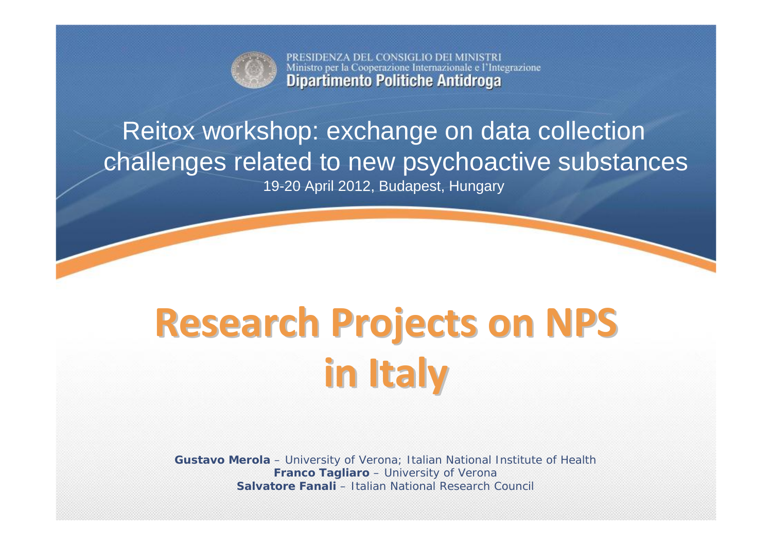PRESIDENZA DEL CONSIGLIO DEI MINISTRI
Ministro per la Cooperazione Internazionale e l'Integrazione
**Dipartimento Politiche Antidroga**

Reitox workshop: exchange on data collection challenges related to new psychoactive substances

19-20 April 2012, Budapest, Hungary

# Research Projects on NPS in Italy

**Gustavo Merola** – University of Verona; Italian National Institute of Health
**Franco Tagliaro** – University of Verona
**Salvatore Fanali** – Italian National Research Council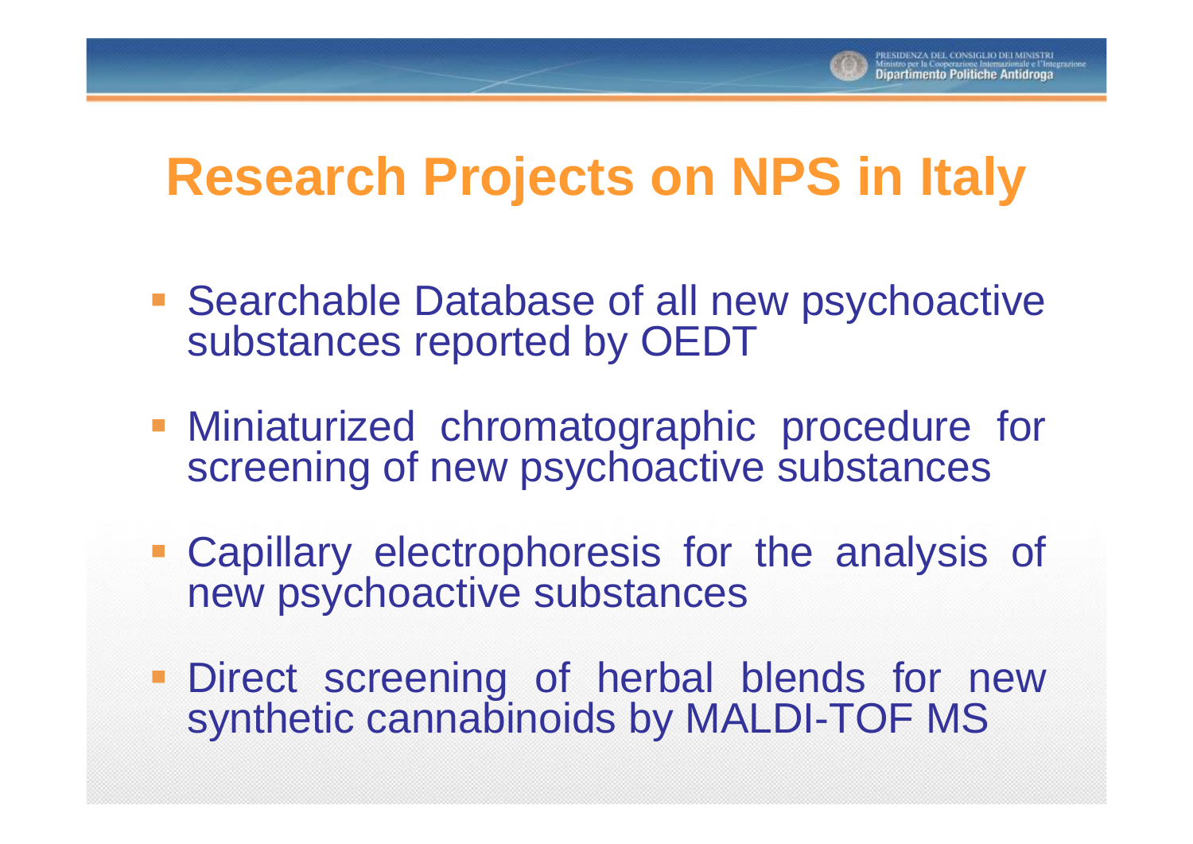# Research Projects on NPS in Italy

- Searchable Database of all new psychoactive substances reported by OEDT
- Miniaturized chromatographic procedure for screening of new psychoactive substances
- Capillary electrophoresis for the analysis of new psychoactive substances
- Direct screening of herbal blends for new synthetic cannabinoids by MALDI-TOF MS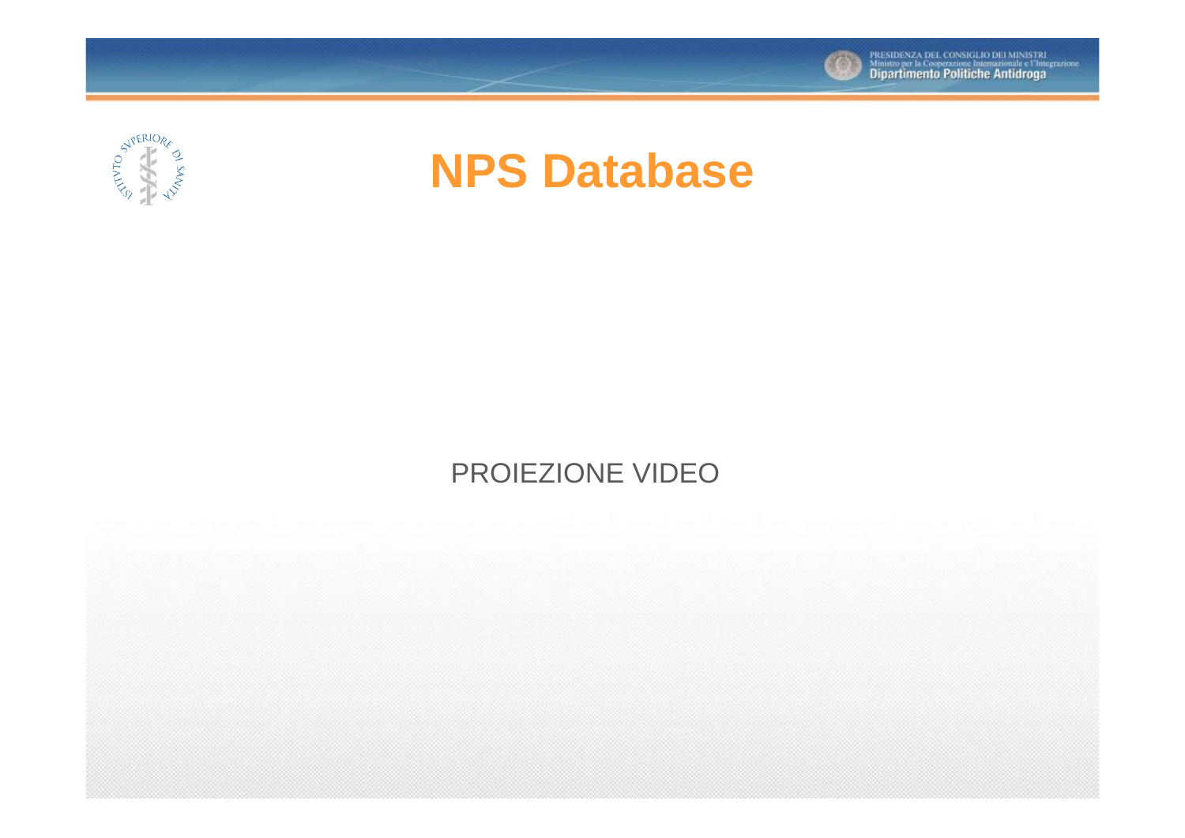# NPS Database

PROIEZIONE VIDEO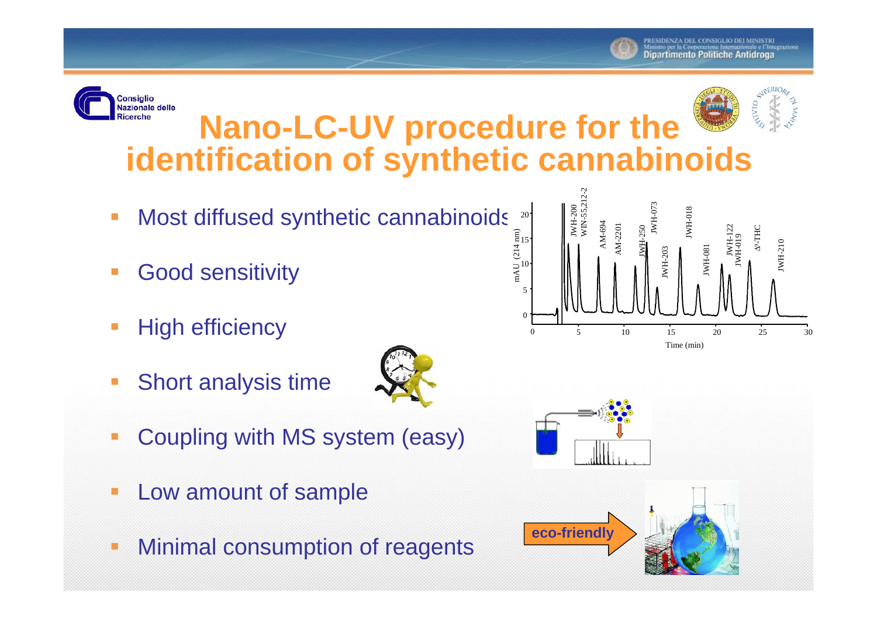# Nano-LC-UV procedure for the identification of synthetic cannabinoids

- Most diffused synthetic cannabinoids
- Good sensitivity
- High efficiency
- Short analysis time
- Coupling with MS system (easy)
- Low amount of sample
- Minimal consumption of reagents

eco-friendly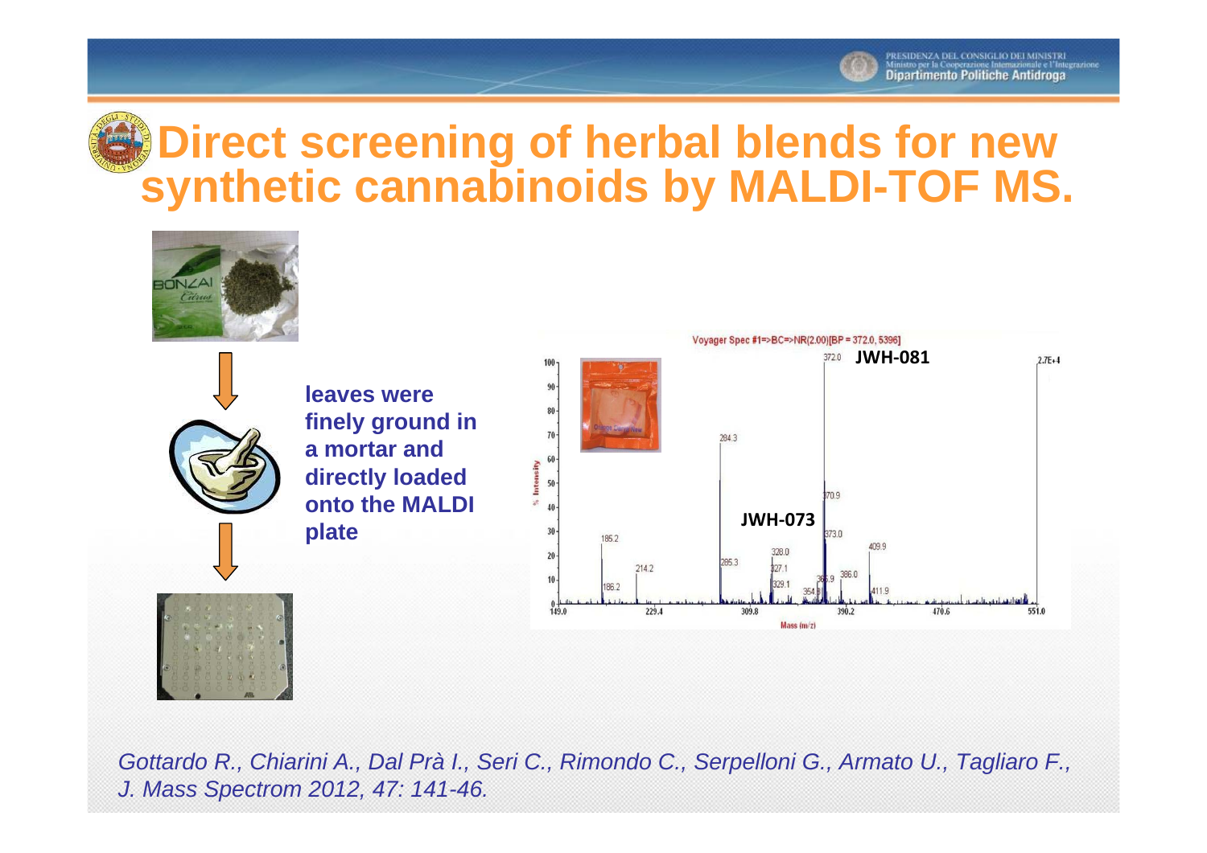# Direct screening of herbal blends for new synthetic cannabinoids by MALDI-TOF MS.

**leaves were finely ground in a mortar and directly loaded onto the MALDI plate**

Voyager Spec #1=>BC=>NR(2.00)[BP = 372.0, 5396]

JWH-081

JWH-073

2.7E+4

% Intensity

Mass (m/z)

149.0 229.4 309.8 390.2 470.6 551.0

185.2 186.2 214.2 284.3 285.3 328.0 327.1 329.1 354.3 365.9 370.9 372.0 373.0 386.0 409.9 411.9

*Gottardo R., Chiarini A., Dal Prà I., Seri C., Rimondo C., Serpelloni G., Armato U., Tagliaro F., J. Mass Spectrom 2012, 47: 141-46.*